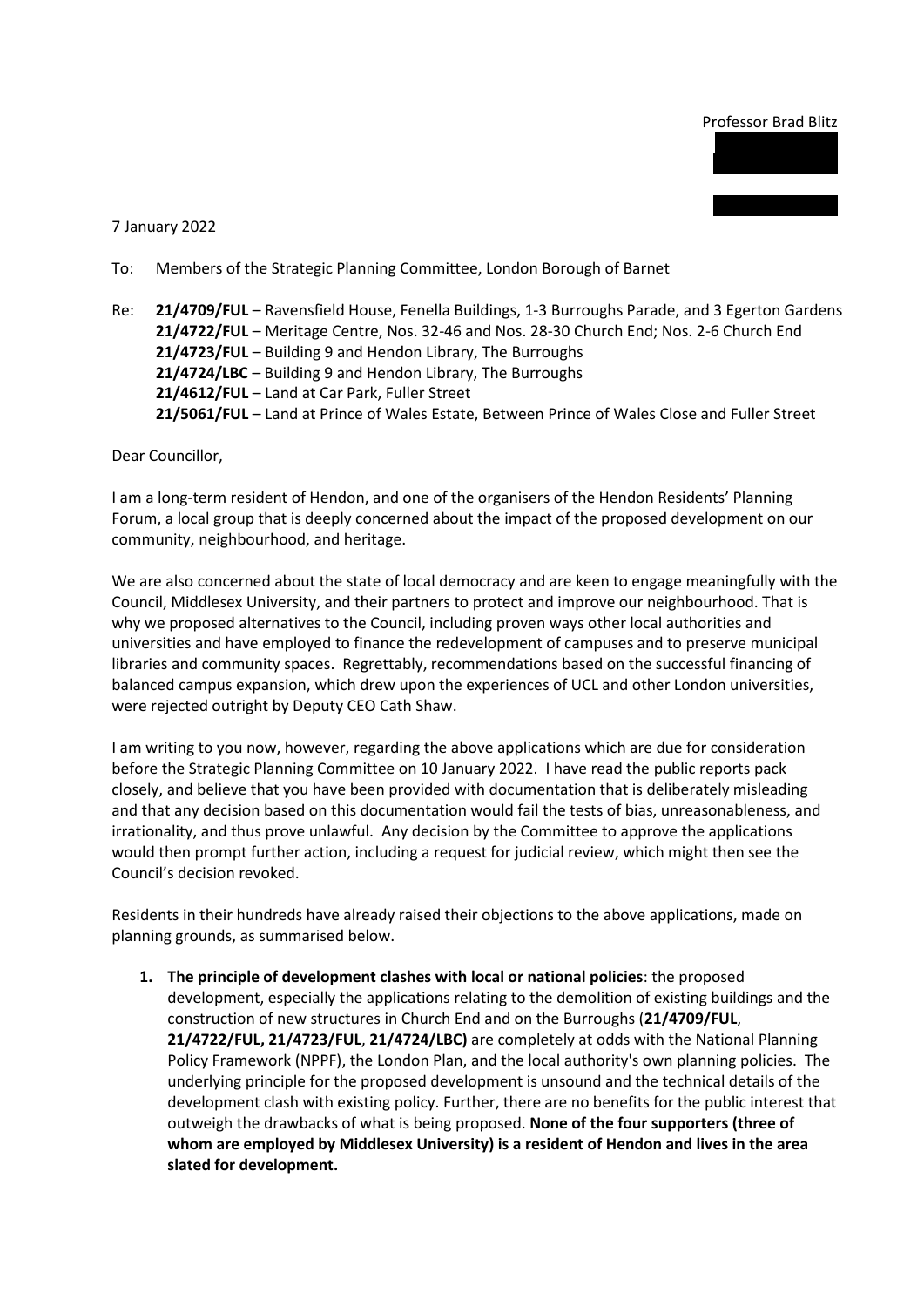Professor Brad Blitz

7 January 2022

To: Members of the Strategic Planning Committee, London Borough of Barnet

Re: **21/4709/FUL** – Ravensfield House, Fenella Buildings, 1-3 Burroughs Parade, and 3 Egerton Gardens
**21/4722/FUL** – Meritage Centre, Nos. 32-46 and Nos. 28-30 Church End; Nos. 2-6 Church End
**21/4723/FUL** – Building 9 and Hendon Library, The Burroughs
**21/4724/LBC** – Building 9 and Hendon Library, The Burroughs
**21/4612/FUL** – Land at Car Park, Fuller Street
**21/5061/FUL** – Land at Prince of Wales Estate, Between Prince of Wales Close and Fuller Street

Dear Councillor,

I am a long-term resident of Hendon, and one of the organisers of the Hendon Residents' Planning Forum, a local group that is deeply concerned about the impact of the proposed development on our community, neighbourhood, and heritage.

We are also concerned about the state of local democracy and are keen to engage meaningfully with the Council, Middlesex University, and their partners to protect and improve our neighbourhood. That is why we proposed alternatives to the Council, including proven ways other local authorities and universities and have employed to finance the redevelopment of campuses and to preserve municipal libraries and community spaces. Regrettably, recommendations based on the successful financing of balanced campus expansion, which drew upon the experiences of UCL and other London universities, were rejected outright by Deputy CEO Cath Shaw.

I am writing to you now, however, regarding the above applications which are due for consideration before the Strategic Planning Committee on 10 January 2022. I have read the public reports pack closely, and believe that you have been provided with documentation that is deliberately misleading and that any decision based on this documentation would fail the tests of bias, unreasonableness, and irrationality, and thus prove unlawful. Any decision by the Committee to approve the applications would then prompt further action, including a request for judicial review, which might then see the Council's decision revoked.

Residents in their hundreds have already raised their objections to the above applications, made on planning grounds, as summarised below.

1. **The principle of development clashes with local or national policies**: the proposed development, especially the applications relating to the demolition of existing buildings and the construction of new structures in Church End and on the Burroughs (**21/4709/FUL**, **21/4722/FUL, 21/4723/FUL**, **21/4724/LBC)** are completely at odds with the National Planning Policy Framework (NPPF), the London Plan, and the local authority's own planning policies. The underlying principle for the proposed development is unsound and the technical details of the development clash with existing policy. Further, there are no benefits for the public interest that outweigh the drawbacks of what is being proposed. **None of the four supporters (three of whom are employed by Middlesex University) is a resident of Hendon and lives in the area slated for development.**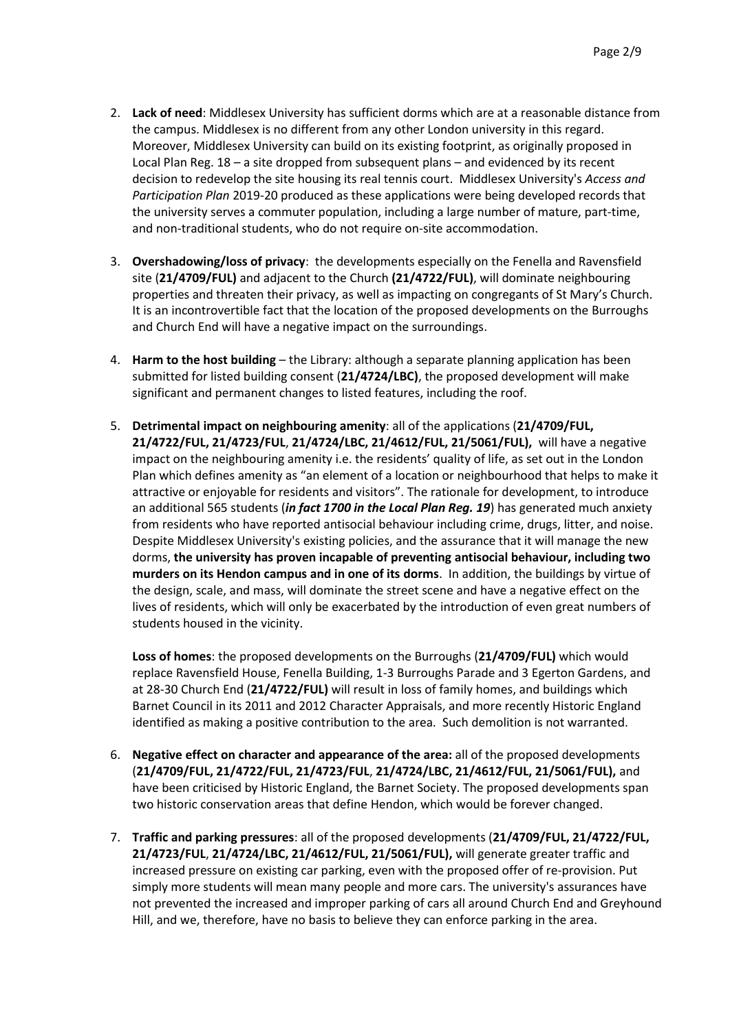2. **Lack of need**: Middlesex University has sufficient dorms which are at a reasonable distance from the campus. Middlesex is no different from any other London university in this regard. Moreover, Middlesex University can build on its existing footprint, as originally proposed in Local Plan Reg. 18 – a site dropped from subsequent plans – and evidenced by its recent decision to redevelop the site housing its real tennis court. Middlesex University's *Access and Participation Plan* 2019-20 produced as these applications were being developed records that the university serves a commuter population, including a large number of mature, part-time, and non-traditional students, who do not require on-site accommodation.

3. **Overshadowing/loss of privacy**: the developments especially on the Fenella and Ravensfield site (**21/4709/FUL)** and adjacent to the Church **(21/4722/FUL)**, will dominate neighbouring properties and threaten their privacy, as well as impacting on congregants of St Mary's Church. It is an incontrovertible fact that the location of the proposed developments on the Burroughs and Church End will have a negative impact on the surroundings.

4. **Harm to the host building** – the Library: although a separate planning application has been submitted for listed building consent (**21/4724/LBC)**, the proposed development will make significant and permanent changes to listed features, including the roof.

5. **Detrimental impact on neighbouring amenity**: all of the applications (**21/4709/FUL, 21/4722/FUL, 21/4723/FUL**, **21/4724/LBC, 21/4612/FUL, 21/5061/FUL),** will have a negative impact on the neighbouring amenity i.e. the residents' quality of life, as set out in the London Plan which defines amenity as "an element of a location or neighbourhood that helps to make it attractive or enjoyable for residents and visitors". The rationale for development, to introduce an additional 565 students (***in fact 1700 in the Local Plan Reg. 19***) has generated much anxiety from residents who have reported antisocial behaviour including crime, drugs, litter, and noise. Despite Middlesex University's existing policies, and the assurance that it will manage the new dorms, **the university has proven incapable of preventing antisocial behaviour, including two murders on its Hendon campus and in one of its dorms**. In addition, the buildings by virtue of the design, scale, and mass, will dominate the street scene and have a negative effect on the lives of residents, which will only be exacerbated by the introduction of even great numbers of students housed in the vicinity.

   **Loss of homes**: the proposed developments on the Burroughs (**21/4709/FUL)** which would replace Ravensfield House, Fenella Building, 1-3 Burroughs Parade and 3 Egerton Gardens, and at 28-30 Church End (**21/4722/FUL)** will result in loss of family homes, and buildings which Barnet Council in its 2011 and 2012 Character Appraisals, and more recently Historic England identified as making a positive contribution to the area. Such demolition is not warranted.

6. **Negative effect on character and appearance of the area:** all of the proposed developments (**21/4709/FUL, 21/4722/FUL, 21/4723/FUL**, **21/4724/LBC, 21/4612/FUL, 21/5061/FUL),** and have been criticised by Historic England, the Barnet Society. The proposed developments span two historic conservation areas that define Hendon, which would be forever changed.

7. **Traffic and parking pressures**: all of the proposed developments (**21/4709/FUL, 21/4722/FUL, 21/4723/FUL**, **21/4724/LBC, 21/4612/FUL, 21/5061/FUL),** will generate greater traffic and increased pressure on existing car parking, even with the proposed offer of re-provision. Put simply more students will mean many people and more cars. The university's assurances have not prevented the increased and improper parking of cars all around Church End and Greyhound Hill, and we, therefore, have no basis to believe they can enforce parking in the area.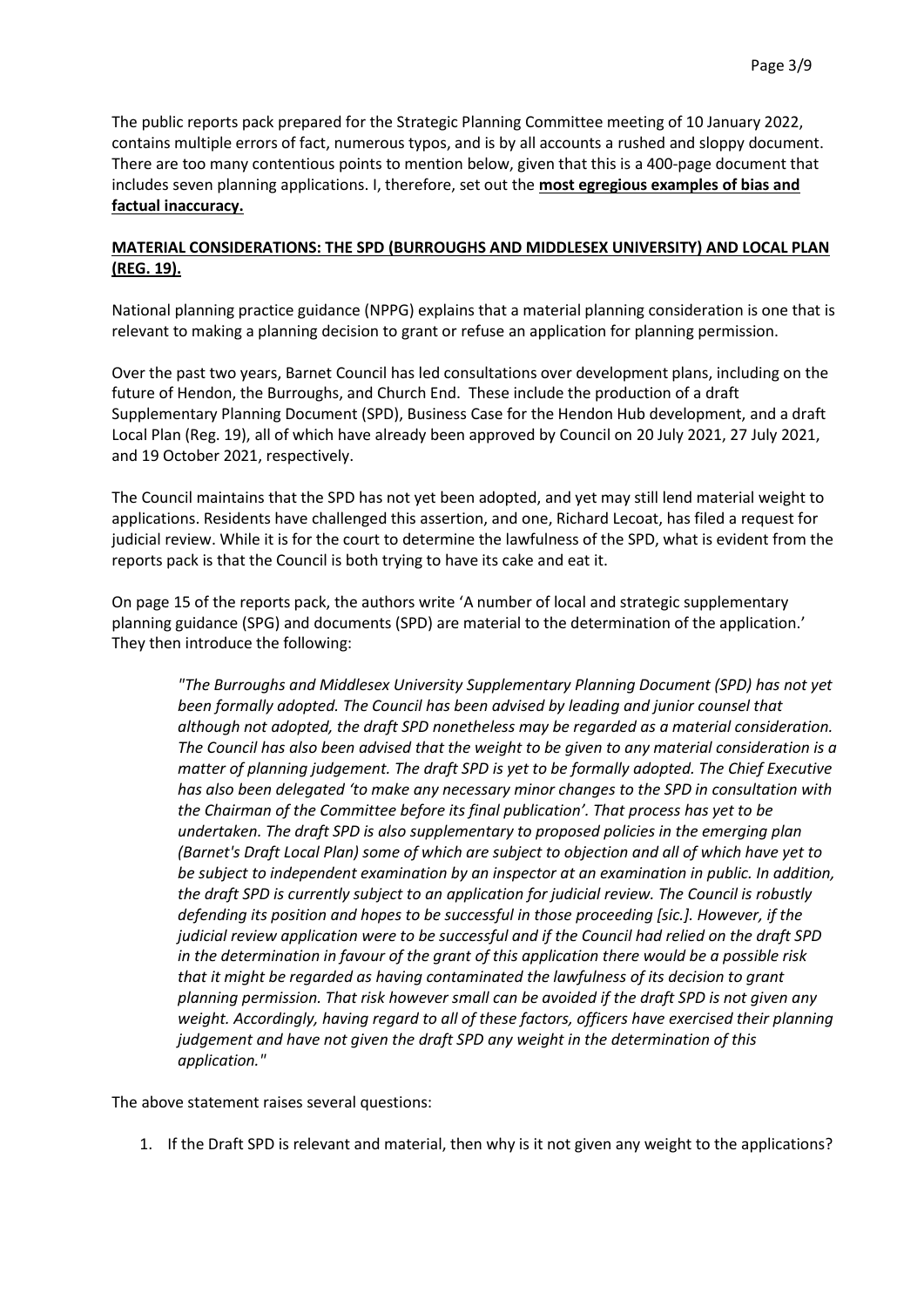The public reports pack prepared for the Strategic Planning Committee meeting of 10 January 2022, contains multiple errors of fact, numerous typos, and is by all accounts a rushed and sloppy document. There are too many contentious points to mention below, given that this is a 400-page document that includes seven planning applications. I, therefore, set out the **most egregious examples of bias and factual inaccuracy.**

## MATERIAL CONSIDERATIONS: THE SPD (BURROUGHS AND MIDDLESEX UNIVERSITY) AND LOCAL PLAN (REG. 19).

National planning practice guidance (NPPG) explains that a material planning consideration is one that is relevant to making a planning decision to grant or refuse an application for planning permission.

Over the past two years, Barnet Council has led consultations over development plans, including on the future of Hendon, the Burroughs, and Church End. These include the production of a draft Supplementary Planning Document (SPD), Business Case for the Hendon Hub development, and a draft Local Plan (Reg. 19), all of which have already been approved by Council on 20 July 2021, 27 July 2021, and 19 October 2021, respectively.

The Council maintains that the SPD has not yet been adopted, and yet may still lend material weight to applications. Residents have challenged this assertion, and one, Richard Lecoat, has filed a request for judicial review. While it is for the court to determine the lawfulness of the SPD, what is evident from the reports pack is that the Council is both trying to have its cake and eat it.

On page 15 of the reports pack, the authors write 'A number of local and strategic supplementary planning guidance (SPG) and documents (SPD) are material to the determination of the application.' They then introduce the following:

> *"The Burroughs and Middlesex University Supplementary Planning Document (SPD) has not yet been formally adopted. The Council has been advised by leading and junior counsel that although not adopted, the draft SPD nonetheless may be regarded as a material consideration. The Council has also been advised that the weight to be given to any material consideration is a matter of planning judgement. The draft SPD is yet to be formally adopted. The Chief Executive has also been delegated 'to make any necessary minor changes to the SPD in consultation with the Chairman of the Committee before its final publication'. That process has yet to be undertaken. The draft SPD is also supplementary to proposed policies in the emerging plan (Barnet's Draft Local Plan) some of which are subject to objection and all of which have yet to be subject to independent examination by an inspector at an examination in public. In addition, the draft SPD is currently subject to an application for judicial review. The Council is robustly defending its position and hopes to be successful in those proceeding [sic.]. However, if the judicial review application were to be successful and if the Council had relied on the draft SPD in the determination in favour of the grant of this application there would be a possible risk that it might be regarded as having contaminated the lawfulness of its decision to grant planning permission. That risk however small can be avoided if the draft SPD is not given any weight. Accordingly, having regard to all of these factors, officers have exercised their planning judgement and have not given the draft SPD any weight in the determination of this application."*

The above statement raises several questions:

1. If the Draft SPD is relevant and material, then why is it not given any weight to the applications?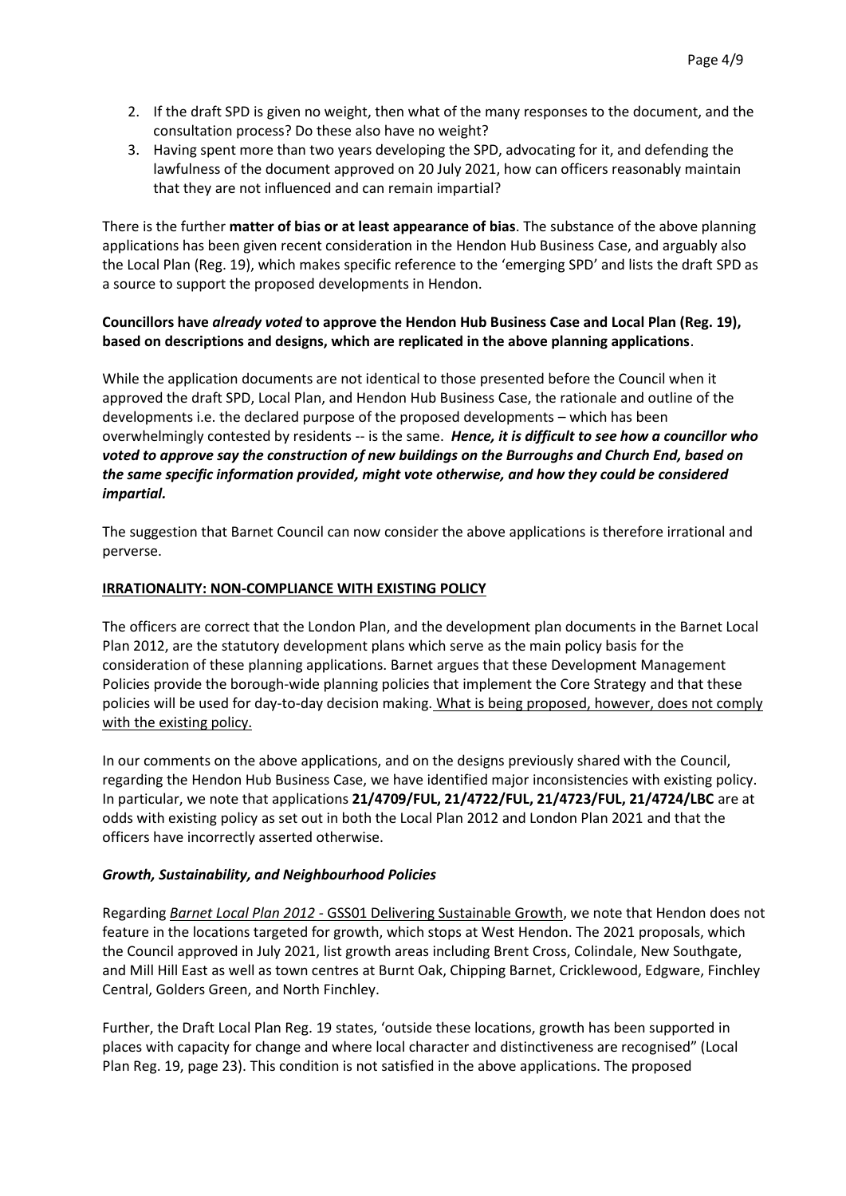2. If the draft SPD is given no weight, then what of the many responses to the document, and the consultation process? Do these also have no weight?
3. Having spent more than two years developing the SPD, advocating for it, and defending the lawfulness of the document approved on 20 July 2021, how can officers reasonably maintain that they are not influenced and can remain impartial?

There is the further **matter of bias or at least appearance of bias**. The substance of the above planning applications has been given recent consideration in the Hendon Hub Business Case, and arguably also the Local Plan (Reg. 19), which makes specific reference to the 'emerging SPD' and lists the draft SPD as a source to support the proposed developments in Hendon.

**Councillors have *already voted* to approve the Hendon Hub Business Case and Local Plan (Reg. 19), based on descriptions and designs, which are replicated in the above planning applications**.

While the application documents are not identical to those presented before the Council when it approved the draft SPD, Local Plan, and Hendon Hub Business Case, the rationale and outline of the developments i.e. the declared purpose of the proposed developments – which has been overwhelmingly contested by residents -- is the same. ***Hence, it is difficult to see how a councillor who voted to approve say the construction of new buildings on the Burroughs and Church End, based on the same specific information provided, might vote otherwise, and how they could be considered impartial.***

The suggestion that Barnet Council can now consider the above applications is therefore irrational and perverse.

## IRRATIONALITY: NON-COMPLIANCE WITH EXISTING POLICY

The officers are correct that the London Plan, and the development plan documents in the Barnet Local Plan 2012, are the statutory development plans which serve as the main policy basis for the consideration of these planning applications. Barnet argues that these Development Management Policies provide the borough-wide planning policies that implement the Core Strategy and that these policies will be used for day-to-day decision making. What is being proposed, however, does not comply with the existing policy.

In our comments on the above applications, and on the designs previously shared with the Council, regarding the Hendon Hub Business Case, we have identified major inconsistencies with existing policy. In particular, we note that applications **21/4709/FUL, 21/4722/FUL, 21/4723/FUL, 21/4724/LBC** are at odds with existing policy as set out in both the Local Plan 2012 and London Plan 2021 and that the officers have incorrectly asserted otherwise.

### *Growth, Sustainability, and Neighbourhood Policies*

Regarding *Barnet Local Plan 2012* - GSS01 Delivering Sustainable Growth, we note that Hendon does not feature in the locations targeted for growth, which stops at West Hendon. The 2021 proposals, which the Council approved in July 2021, list growth areas including Brent Cross, Colindale, New Southgate, and Mill Hill East as well as town centres at Burnt Oak, Chipping Barnet, Cricklewood, Edgware, Finchley Central, Golders Green, and North Finchley.

Further, the Draft Local Plan Reg. 19 states, 'outside these locations, growth has been supported in places with capacity for change and where local character and distinctiveness are recognised" (Local Plan Reg. 19, page 23). This condition is not satisfied in the above applications. The proposed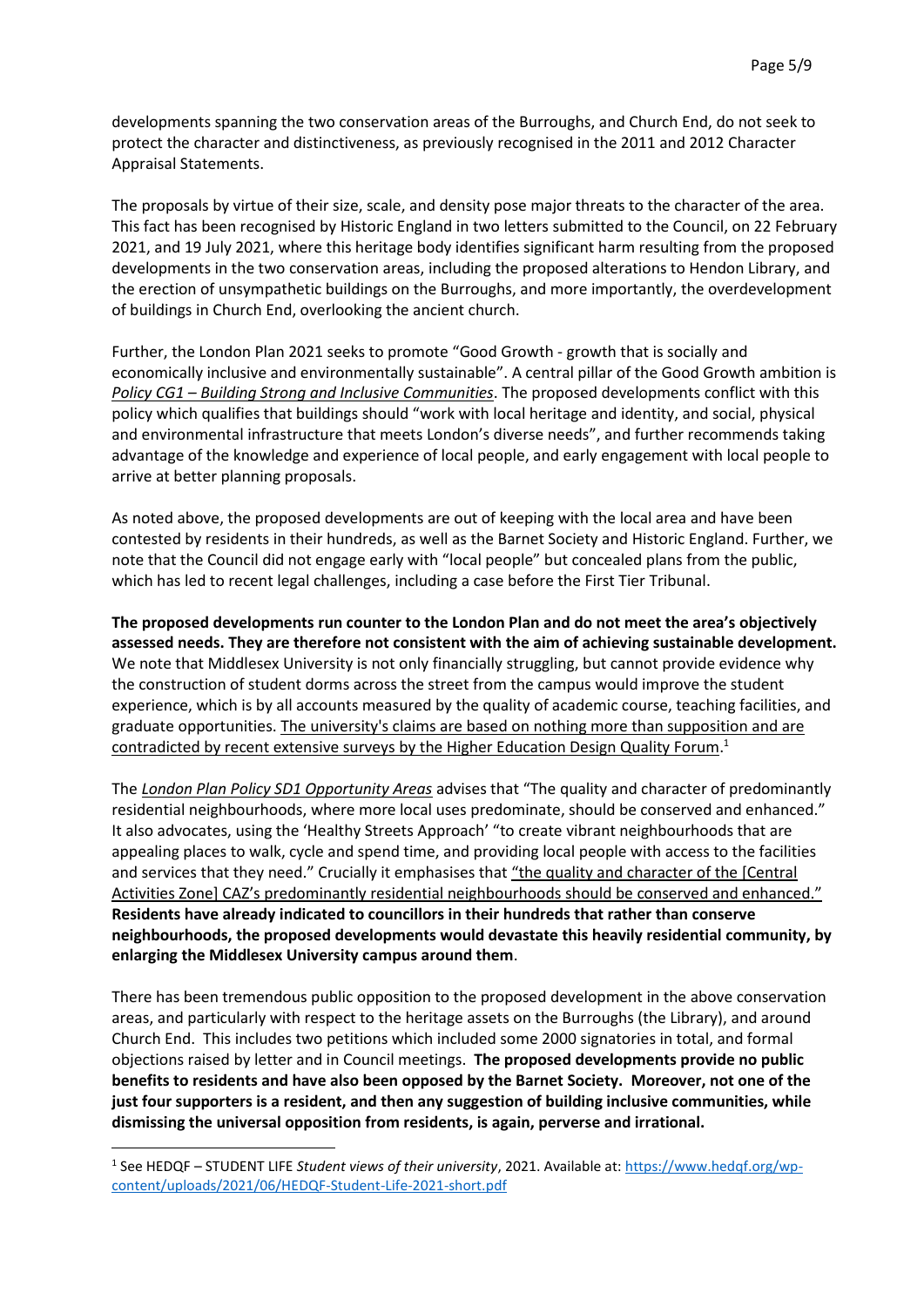developments spanning the two conservation areas of the Burroughs, and Church End, do not seek to protect the character and distinctiveness, as previously recognised in the 2011 and 2012 Character Appraisal Statements.

The proposals by virtue of their size, scale, and density pose major threats to the character of the area. This fact has been recognised by Historic England in two letters submitted to the Council, on 22 February 2021, and 19 July 2021, where this heritage body identifies significant harm resulting from the proposed developments in the two conservation areas, including the proposed alterations to Hendon Library, and the erection of unsympathetic buildings on the Burroughs, and more importantly, the overdevelopment of buildings in Church End, overlooking the ancient church.

Further, the London Plan 2021 seeks to promote "Good Growth - growth that is socially and economically inclusive and environmentally sustainable". A central pillar of the Good Growth ambition is *Policy CG1 – Building Strong and Inclusive Communities*. The proposed developments conflict with this policy which qualifies that buildings should "work with local heritage and identity, and social, physical and environmental infrastructure that meets London's diverse needs", and further recommends taking advantage of the knowledge and experience of local people, and early engagement with local people to arrive at better planning proposals.

As noted above, the proposed developments are out of keeping with the local area and have been contested by residents in their hundreds, as well as the Barnet Society and Historic England. Further, we note that the Council did not engage early with "local people" but concealed plans from the public, which has led to recent legal challenges, including a case before the First Tier Tribunal.

**The proposed developments run counter to the London Plan and do not meet the area's objectively assessed needs. They are therefore not consistent with the aim of achieving sustainable development.** We note that Middlesex University is not only financially struggling, but cannot provide evidence why the construction of student dorms across the street from the campus would improve the student experience, which is by all accounts measured by the quality of academic course, teaching facilities, and graduate opportunities. The university's claims are based on nothing more than supposition and are contradicted by recent extensive surveys by the Higher Education Design Quality Forum.[1]

The *London Plan Policy SD1 Opportunity Areas* advises that "The quality and character of predominantly residential neighbourhoods, where more local uses predominate, should be conserved and enhanced." It also advocates, using the 'Healthy Streets Approach' "to create vibrant neighbourhoods that are appealing places to walk, cycle and spend time, and providing local people with access to the facilities and services that they need." Crucially it emphasises that "the quality and character of the [Central Activities Zone] CAZ's predominantly residential neighbourhoods should be conserved and enhanced." **Residents have already indicated to councillors in their hundreds that rather than conserve neighbourhoods, the proposed developments would devastate this heavily residential community, by enlarging the Middlesex University campus around them**.

There has been tremendous public opposition to the proposed development in the above conservation areas, and particularly with respect to the heritage assets on the Burroughs (the Library), and around Church End. This includes two petitions which included some 2000 signatories in total, and formal objections raised by letter and in Council meetings. **The proposed developments provide no public benefits to residents and have also been opposed by the Barnet Society. Moreover, not one of the just four supporters is a resident, and then any suggestion of building inclusive communities, while dismissing the universal opposition from residents, is again, perverse and irrational.**

---

[1] See HEDQF – STUDENT LIFE *Student views of their university*, 2021. Available at: https://www.hedqf.org/wp-content/uploads/2021/06/HEDQF-Student-Life-2021-short.pdf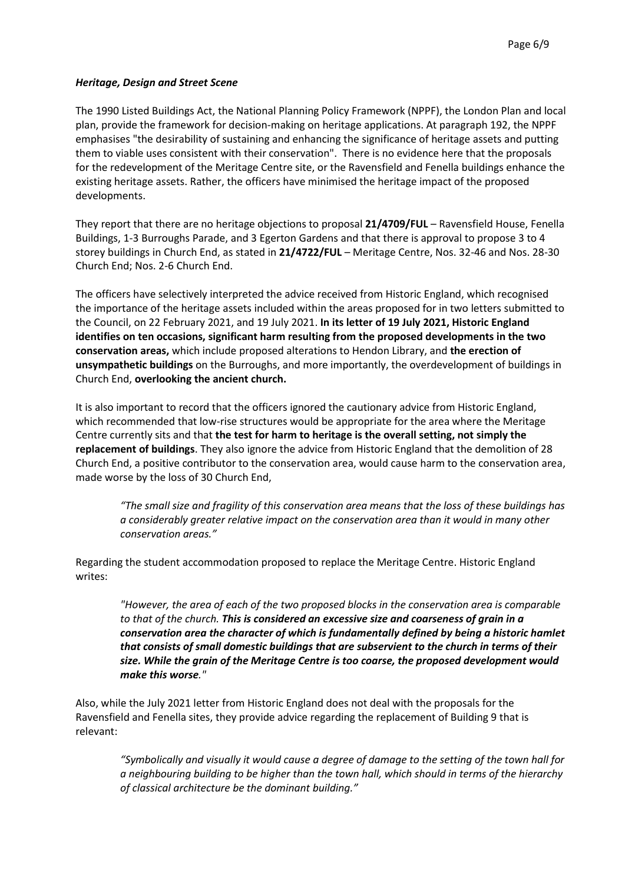### ***Heritage, Design and Street Scene***

The 1990 Listed Buildings Act, the National Planning Policy Framework (NPPF), the London Plan and local plan, provide the framework for decision-making on heritage applications. At paragraph 192, the NPPF emphasises "the desirability of sustaining and enhancing the significance of heritage assets and putting them to viable uses consistent with their conservation". There is no evidence here that the proposals for the redevelopment of the Meritage Centre site, or the Ravensfield and Fenella buildings enhance the existing heritage assets. Rather, the officers have minimised the heritage impact of the proposed developments.

They report that there are no heritage objections to proposal **21/4709/FUL** – Ravensfield House, Fenella Buildings, 1-3 Burroughs Parade, and 3 Egerton Gardens and that there is approval to propose 3 to 4 storey buildings in Church End, as stated in **21/4722/FUL** – Meritage Centre, Nos. 32-46 and Nos. 28-30 Church End; Nos. 2-6 Church End.

The officers have selectively interpreted the advice received from Historic England, which recognised the importance of the heritage assets included within the areas proposed for in two letters submitted to the Council, on 22 February 2021, and 19 July 2021. **In its letter of 19 July 2021, Historic England identifies on ten occasions, significant harm resulting from the proposed developments in the two conservation areas,** which include proposed alterations to Hendon Library, and **the erection of unsympathetic buildings** on the Burroughs, and more importantly, the overdevelopment of buildings in Church End, **overlooking the ancient church.**

It is also important to record that the officers ignored the cautionary advice from Historic England, which recommended that low-rise structures would be appropriate for the area where the Meritage Centre currently sits and that **the test for harm to heritage is the overall setting, not simply the replacement of buildings**. They also ignore the advice from Historic England that the demolition of 28 Church End, a positive contributor to the conservation area, would cause harm to the conservation area, made worse by the loss of 30 Church End,

> *"The small size and fragility of this conservation area means that the loss of these buildings has a considerably greater relative impact on the conservation area than it would in many other conservation areas."*

Regarding the student accommodation proposed to replace the Meritage Centre. Historic England writes:

> *"However, the area of each of the two proposed blocks in the conservation area is comparable to that of the church.* ***This is considered an excessive size and coarseness of grain in a conservation area the character of which is fundamentally defined by being a historic hamlet that consists of small domestic buildings that are subservient to the church in terms of their size. While the grain of the Meritage Centre is too coarse, the proposed development would make this worse****."*

Also, while the July 2021 letter from Historic England does not deal with the proposals for the Ravensfield and Fenella sites, they provide advice regarding the replacement of Building 9 that is relevant:

> *"Symbolically and visually it would cause a degree of damage to the setting of the town hall for a neighbouring building to be higher than the town hall, which should in terms of the hierarchy of classical architecture be the dominant building."*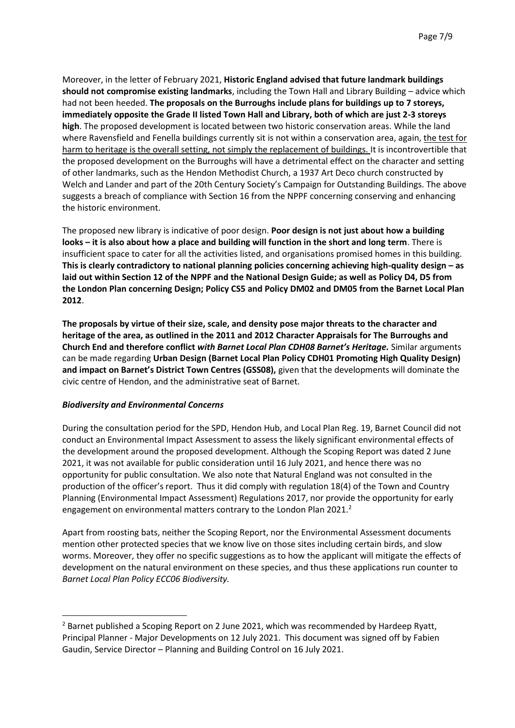Moreover, in the letter of February 2021, **Historic England advised that future landmark buildings should not compromise existing landmarks**, including the Town Hall and Library Building – advice which had not been heeded. **The proposals on the Burroughs include plans for buildings up to 7 storeys, immediately opposite the Grade II listed Town Hall and Library, both of which are just 2-3 storeys high**. The proposed development is located between two historic conservation areas. While the land where Ravensfield and Fenella buildings currently sit is not within a conservation area, again, <u>the test for harm to heritage is the overall setting, not simply the replacement of buildings.</u> It is incontrovertible that the proposed development on the Burroughs will have a detrimental effect on the character and setting of other landmarks, such as the Hendon Methodist Church, a 1937 Art Deco church constructed by Welch and Lander and part of the 20th Century Society's Campaign for Outstanding Buildings. The above suggests a breach of compliance with Section 16 from the NPPF concerning conserving and enhancing the historic environment.

The proposed new library is indicative of poor design. **Poor design is not just about how a building looks – it is also about how a place and building will function in the short and long term**. There is insufficient space to cater for all the activities listed, and organisations promised homes in this building. **This is clearly contradictory to national planning policies concerning achieving high-quality design – as laid out within Section 12 of the NPPF and the National Design Guide; as well as Policy D4, D5 from the London Plan concerning Design; Policy CS5 and Policy DM02 and DM05 from the Barnet Local Plan 2012**.

**The proposals by virtue of their size, scale, and density pose major threats to the character and heritage of the area, as outlined in the 2011 and 2012 Character Appraisals for The Burroughs and Church End and therefore conflict *with Barnet Local Plan CDH08 Barnet's Heritage.*** Similar arguments can be made regarding **Urban Design (Barnet Local Plan Policy CDH01 Promoting High Quality Design) and impact on Barnet's District Town Centres (GSS08),** given that the developments will dominate the civic centre of Hendon, and the administrative seat of Barnet.

***Biodiversity and Environmental Concerns***

During the consultation period for the SPD, Hendon Hub, and Local Plan Reg. 19, Barnet Council did not conduct an Environmental Impact Assessment to assess the likely significant environmental effects of the development around the proposed development. Although the Scoping Report was dated 2 June 2021, it was not available for public consideration until 16 July 2021, and hence there was no opportunity for public consultation. We also note that Natural England was not consulted in the production of the officer's report. Thus it did comply with regulation 18(4) of the Town and Country Planning (Environmental Impact Assessment) Regulations 2017, nor provide the opportunity for early engagement on environmental matters contrary to the London Plan 2021.[2]

Apart from roosting bats, neither the Scoping Report, nor the Environmental Assessment documents mention other protected species that we know live on those sites including certain birds, and slow worms. Moreover, they offer no specific suggestions as to how the applicant will mitigate the effects of development on the natural environment on these species, and thus these applications run counter to *Barnet Local Plan Policy ECC06 Biodiversity.*

---

[2] Barnet published a Scoping Report on 2 June 2021, which was recommended by Hardeep Ryatt, Principal Planner - Major Developments on 12 July 2021. This document was signed off by Fabien Gaudin, Service Director – Planning and Building Control on 16 July 2021.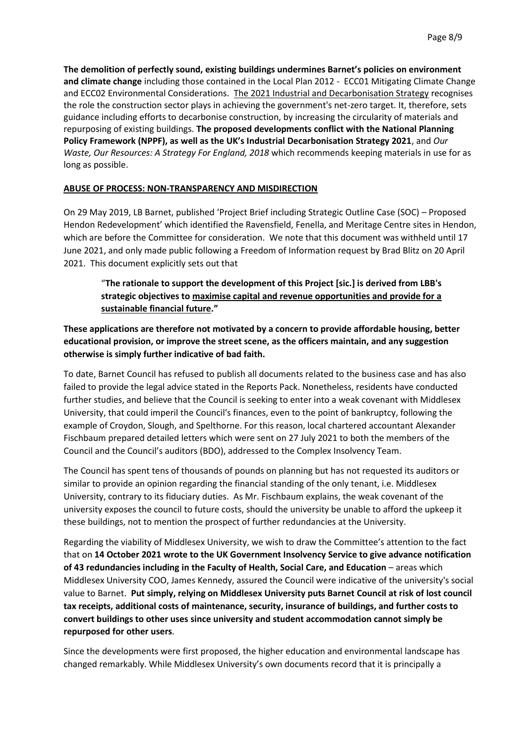**The demolition of perfectly sound, existing buildings undermines Barnet's policies on environment and climate change** including those contained in the Local Plan 2012 - ECC01 Mitigating Climate Change and ECC02 Environmental Considerations. The 2021 Industrial and Decarbonisation Strategy recognises the role the construction sector plays in achieving the government's net-zero target. It, therefore, sets guidance including efforts to decarbonise construction, by increasing the circularity of materials and repurposing of existing buildings. **The proposed developments conflict with the National Planning Policy Framework (NPPF), as well as the UK's Industrial Decarbonisation Strategy 2021**, and *Our Waste, Our Resources: A Strategy For England, 2018* which recommends keeping materials in use for as long as possible.

## ABUSE OF PROCESS: NON-TRANSPARENCY AND MISDIRECTION

On 29 May 2019, LB Barnet, published 'Project Brief including Strategic Outline Case (SOC) – Proposed Hendon Redevelopment' which identified the Ravensfield, Fenella, and Meritage Centre sites in Hendon, which are before the Committee for consideration. We note that this document was withheld until 17 June 2021, and only made public following a Freedom of Information request by Brad Blitz on 20 April 2021. This document explicitly sets out that

> "**The rationale to support the development of this Project [sic.] is derived from LBB's strategic objectives to maximise capital and revenue opportunities and provide for a sustainable financial future.**"

**These applications are therefore not motivated by a concern to provide affordable housing, better educational provision, or improve the street scene, as the officers maintain, and any suggestion otherwise is simply further indicative of bad faith.**

To date, Barnet Council has refused to publish all documents related to the business case and has also failed to provide the legal advice stated in the Reports Pack. Nonetheless, residents have conducted further studies, and believe that the Council is seeking to enter into a weak covenant with Middlesex University, that could imperil the Council's finances, even to the point of bankruptcy, following the example of Croydon, Slough, and Spelthorne. For this reason, local chartered accountant Alexander Fischbaum prepared detailed letters which were sent on 27 July 2021 to both the members of the Council and the Council's auditors (BDO), addressed to the Complex Insolvency Team.

The Council has spent tens of thousands of pounds on planning but has not requested its auditors or similar to provide an opinion regarding the financial standing of the only tenant, i.e. Middlesex University, contrary to its fiduciary duties. As Mr. Fischbaum explains, the weak covenant of the university exposes the council to future costs, should the university be unable to afford the upkeep it these buildings, not to mention the prospect of further redundancies at the University.

Regarding the viability of Middlesex University, we wish to draw the Committee's attention to the fact that on **14 October 2021 wrote to the UK Government Insolvency Service to give advance notification of 43 redundancies including in the Faculty of Health, Social Care, and Education** – areas which Middlesex University COO, James Kennedy, assured the Council were indicative of the university's social value to Barnet. **Put simply, relying on Middlesex University puts Barnet Council at risk of lost council tax receipts, additional costs of maintenance, security, insurance of buildings, and further costs to convert buildings to other uses since university and student accommodation cannot simply be repurposed for other users**.

Since the developments were first proposed, the higher education and environmental landscape has changed remarkably. While Middlesex University's own documents record that it is principally a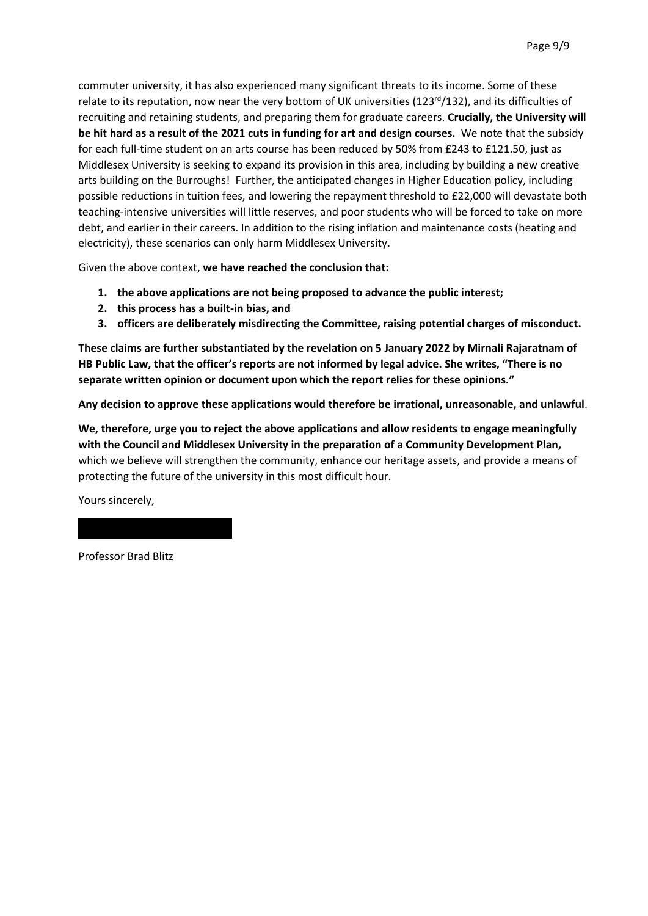commuter university, it has also experienced many significant threats to its income. Some of these relate to its reputation, now near the very bottom of UK universities (123rd/132), and its difficulties of recruiting and retaining students, and preparing them for graduate careers. **Crucially, the University will be hit hard as a result of the 2021 cuts in funding for art and design courses.** We note that the subsidy for each full-time student on an arts course has been reduced by 50% from £243 to £121.50, just as Middlesex University is seeking to expand its provision in this area, including by building a new creative arts building on the Burroughs! Further, the anticipated changes in Higher Education policy, including possible reductions in tuition fees, and lowering the repayment threshold to £22,000 will devastate both teaching-intensive universities will little reserves, and poor students who will be forced to take on more debt, and earlier in their careers. In addition to the rising inflation and maintenance costs (heating and electricity), these scenarios can only harm Middlesex University.

Given the above context, **we have reached the conclusion that:**

1. **the above applications are not being proposed to advance the public interest;**
2. **this process has a built-in bias, and**
3. **officers are deliberately misdirecting the Committee, raising potential charges of misconduct.**

**These claims are further substantiated by the revelation on 5 January 2022 by Mirnali Rajaratnam of HB Public Law, that the officer's reports are not informed by legal advice. She writes, "There is no separate written opinion or document upon which the report relies for these opinions."**

**Any decision to approve these applications would therefore be irrational, unreasonable, and unlawful**.

**We, therefore, urge you to reject the above applications and allow residents to engage meaningfully with the Council and Middlesex University in the preparation of a Community Development Plan,** which we believe will strengthen the community, enhance our heritage assets, and provide a means of protecting the future of the university in this most difficult hour.

Yours sincerely,

Professor Brad Blitz